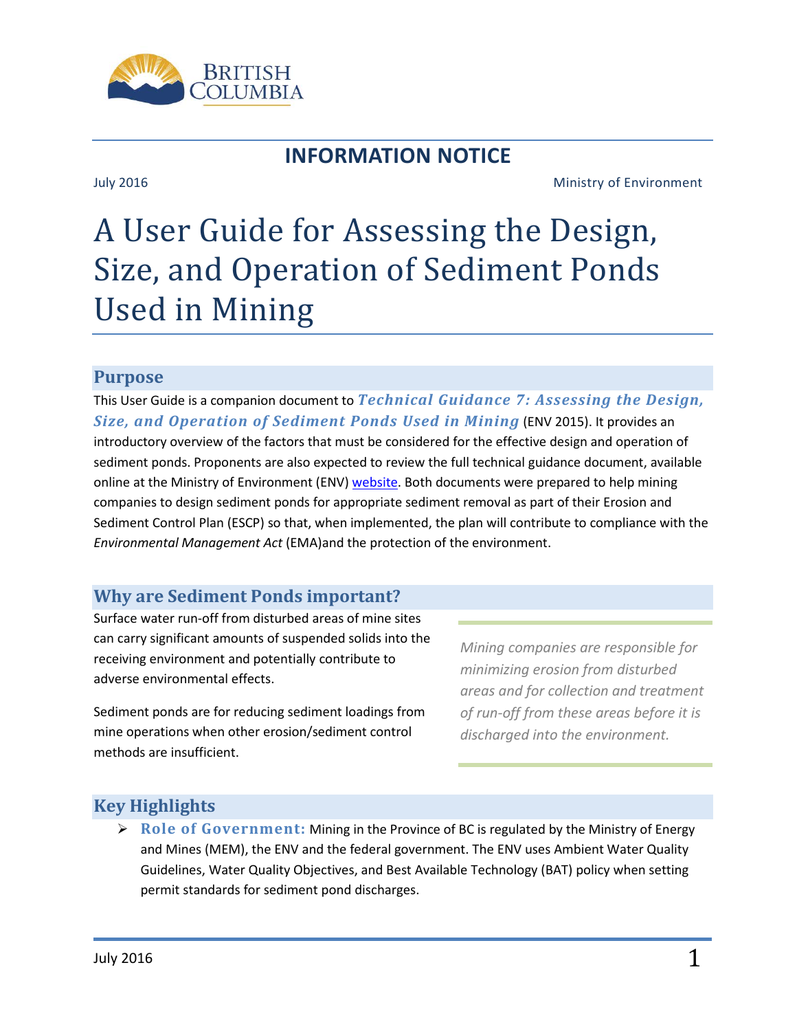# INFORMATION NOTICE

July 2016 Ministry of Environment

# A User Guide for Assessing the Design, Size, and Operation of Sediment Ponds Used in Mining

## Purpose

This User Guide is a companion document to ***Technical Guidance 7: Assessing the Design, Size, and Operation of Sediment Ponds Used in Mining*** (ENV 2015). It provides an introductory overview of the factors that must be considered for the effective design and operation of sediment ponds. Proponents are also expected to review the full technical guidance document, available online at the Ministry of Environment (ENV) website. Both documents were prepared to help mining companies to design sediment ponds for appropriate sediment removal as part of their Erosion and Sediment Control Plan (ESCP) so that, when implemented, the plan will contribute to compliance with the *Environmental Management Act* (EMA)and the protection of the environment.

## Why are Sediment Ponds important?

Surface water run-off from disturbed areas of mine sites can carry significant amounts of suspended solids into the receiving environment and potentially contribute to adverse environmental effects.

Sediment ponds are for reducing sediment loadings from mine operations when other erosion/sediment control methods are insufficient.

*Mining companies are responsible for minimizing erosion from disturbed areas and for collection and treatment of run-off from these areas before it is discharged into the environment.*

## Key Highlights

- **Role of Government:** Mining in the Province of BC is regulated by the Ministry of Energy and Mines (MEM), the ENV and the federal government. The ENV uses Ambient Water Quality Guidelines, Water Quality Objectives, and Best Available Technology (BAT) policy when setting permit standards for sediment pond discharges.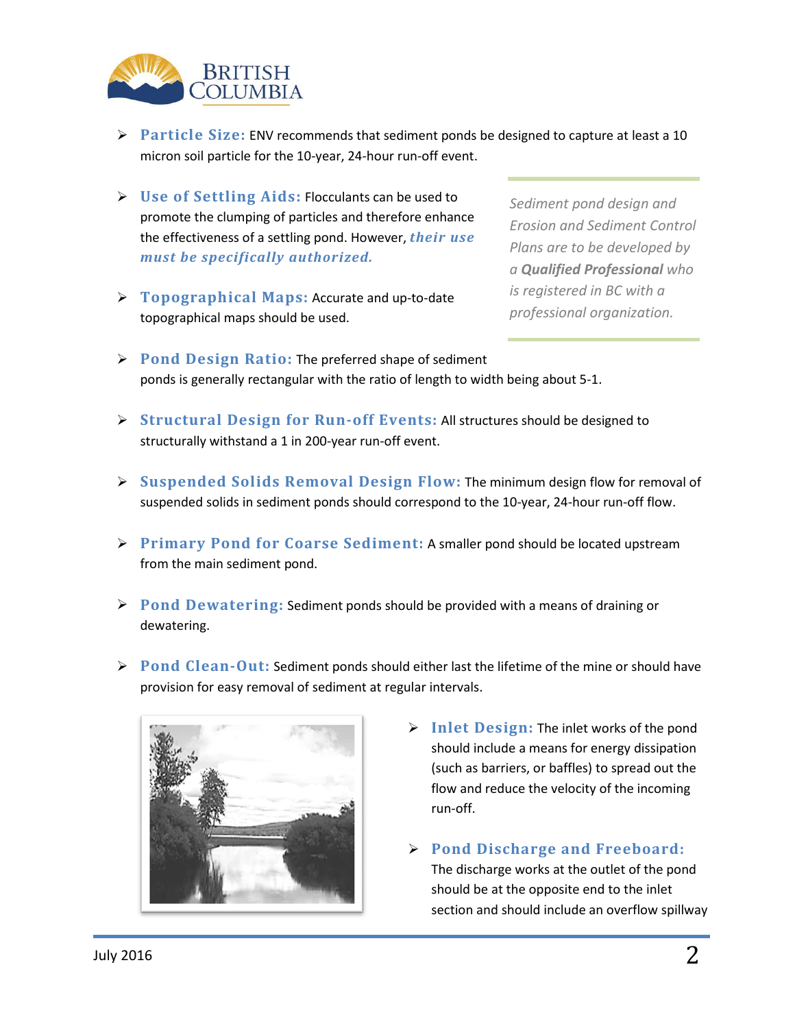- **Particle Size:** ENV recommends that sediment ponds be designed to capture at least a 10 micron soil particle for the 10-year, 24-hour run-off event.

- **Use of Settling Aids:** Flocculants can be used to promote the clumping of particles and therefore enhance the effectiveness of a settling pond. However, ***their use must be specifically authorized.***

- **Topographical Maps:** Accurate and up-to-date topographical maps should be used.

*Sediment pond design and Erosion and Sediment Control Plans are to be developed by a **Qualified Professional** who is registered in BC with a professional organization.*

- **Pond Design Ratio:** The preferred shape of sediment ponds is generally rectangular with the ratio of length to width being about 5-1.

- **Structural Design for Run-off Events:** All structures should be designed to structurally withstand a 1 in 200-year run-off event.

- **Suspended Solids Removal Design Flow:** The minimum design flow for removal of suspended solids in sediment ponds should correspond to the 10-year, 24-hour run-off flow.

- **Primary Pond for Coarse Sediment:** A smaller pond should be located upstream from the main sediment pond.

- **Pond Dewatering:** Sediment ponds should be provided with a means of draining or dewatering.

- **Pond Clean-Out:** Sediment ponds should either last the lifetime of the mine or should have provision for easy removal of sediment at regular intervals.

- **Inlet Design:** The inlet works of the pond should include a means for energy dissipation (such as barriers, or baffles) to spread out the flow and reduce the velocity of the incoming run-off.

- **Pond Discharge and Freeboard:** The discharge works at the outlet of the pond should be at the opposite end to the inlet section and should include an overflow spillway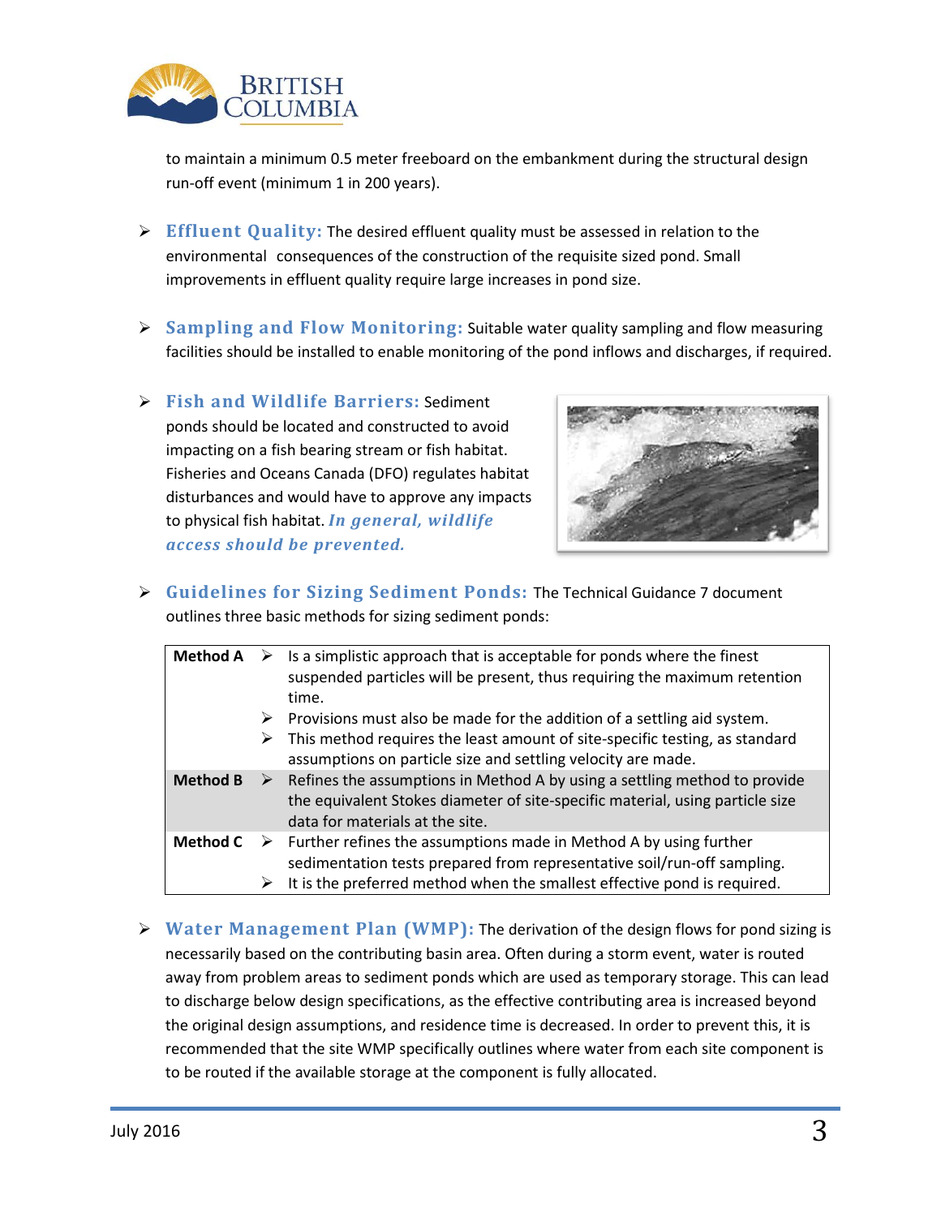to maintain a minimum 0.5 meter freeboard on the embankment during the structural design run-off event (minimum 1 in 200 years).

- **Effluent Quality:** The desired effluent quality must be assessed in relation to the environmental consequences of the construction of the requisite sized pond. Small improvements in effluent quality require large increases in pond size.

- **Sampling and Flow Monitoring:** Suitable water quality sampling and flow measuring facilities should be installed to enable monitoring of the pond inflows and discharges, if required.

- **Fish and Wildlife Barriers:** Sediment ponds should be located and constructed to avoid impacting on a fish bearing stream or fish habitat. Fisheries and Oceans Canada (DFO) regulates habitat disturbances and would have to approve any impacts to physical fish habitat. ***In general, wildlife access should be prevented.***

- **Guidelines for Sizing Sediment Ponds:** The Technical Guidance 7 document outlines three basic methods for sizing sediment ponds:

| | |
|---|---|
| **Method A** | ➢ Is a simplistic approach that is acceptable for ponds where the finest suspended particles will be present, thus requiring the maximum retention time.<br>➢ Provisions must also be made for the addition of a settling aid system.<br>➢ This method requires the least amount of site-specific testing, as standard assumptions on particle size and settling velocity are made. |
| **Method B** | ➢ Refines the assumptions in Method A by using a settling method to provide the equivalent Stokes diameter of site-specific material, using particle size data for materials at the site. |
| **Method C** | ➢ Further refines the assumptions made in Method A by using further sedimentation tests prepared from representative soil/run-off sampling.<br>➢ It is the preferred method when the smallest effective pond is required. |

- **Water Management Plan (WMP):** The derivation of the design flows for pond sizing is necessarily based on the contributing basin area. Often during a storm event, water is routed away from problem areas to sediment ponds which are used as temporary storage. This can lead to discharge below design specifications, as the effective contributing area is increased beyond the original design assumptions, and residence time is decreased. In order to prevent this, it is recommended that the site WMP specifically outlines where water from each site component is to be routed if the available storage at the component is fully allocated.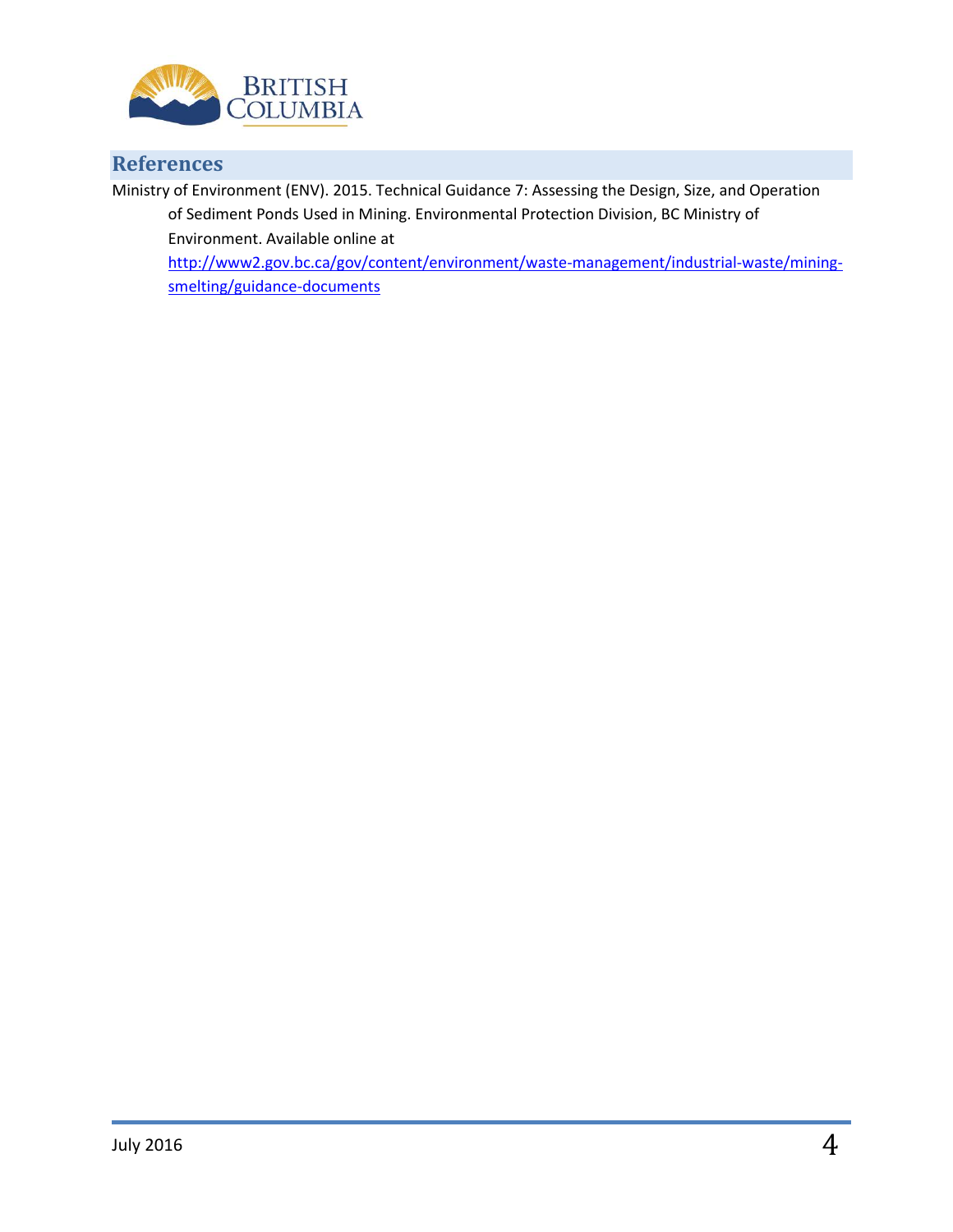## References

Ministry of Environment (ENV). 2015. Technical Guidance 7: Assessing the Design, Size, and Operation of Sediment Ponds Used in Mining. Environmental Protection Division, BC Ministry of Environment. Available online at http://www2.gov.bc.ca/gov/content/environment/waste-management/industrial-waste/mining-smelting/guidance-documents